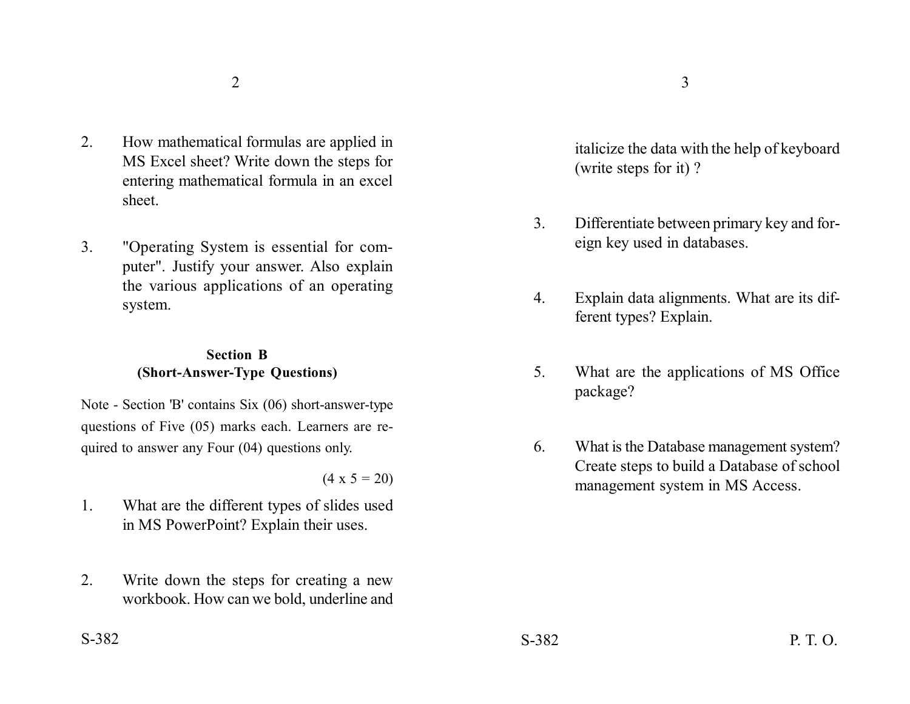2. How mathematical formulas are applied in MS Excel sheet? Write down the steps for entering mathematical formula in an excel sheet.

3. "Operating System is essential for computer". Justify your answer. Also explain the various applications of an operating system.

## Section B
### (Short-Answer-Type Questions)

Note - Section 'B' contains Six (06) short-answer-type questions of Five (05) marks each. Learners are required to answer any Four (04) questions only.

(4 x 5 = 20)

1. What are the different types of slides used in MS PowerPoint? Explain their uses.

2. Write down the steps for creating a new workbook. How can we bold, underline and italicize the data with the help of keyboard (write steps for it) ?

3. Differentiate between primary key and foreign key used in databases.

4. Explain data alignments. What are its different types? Explain.

5. What are the applications of MS Office package?

6. What is the Database management system? Create steps to build a Database of school management system in MS Access.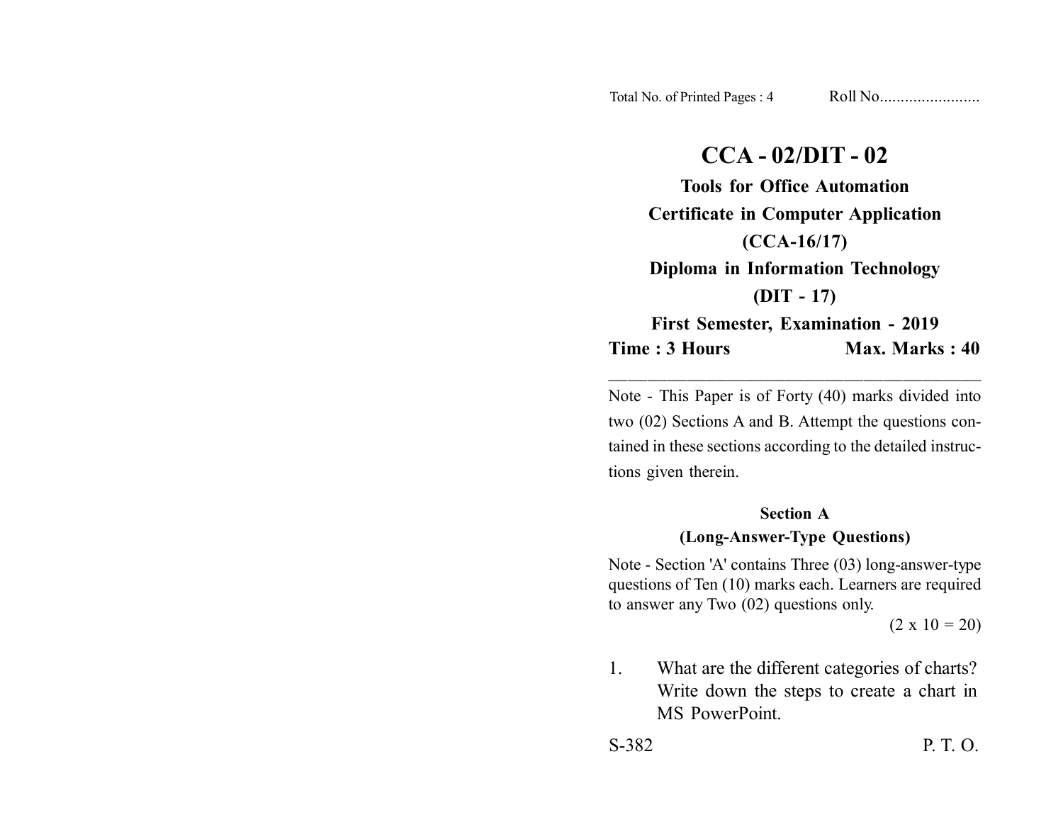Total No. of Printed Pages : 4 Roll No........................

# CCA - 02/DIT - 02

## Tools for Office Automation

**Certificate in Computer Application**

**(CCA-16/17)**

**Diploma in Information Technology**

**(DIT - 17)**

**First Semester, Examination - 2019**

**Time : 3 Hours** **Max. Marks : 40**

---

Note - This Paper is of Forty (40) marks divided into two (02) Sections A and B. Attempt the questions contained in these sections according to the detailed instructions given therein.

### Section A

### (Long-Answer-Type Questions)

Note - Section 'A' contains Three (03) long-answer-type questions of Ten (10) marks each. Learners are required to answer any Two (02) questions only.

(2 x 10 = 20)

1. What are the different categories of charts? Write down the steps to create a chart in MS PowerPoint.

S-382 P. T. O.